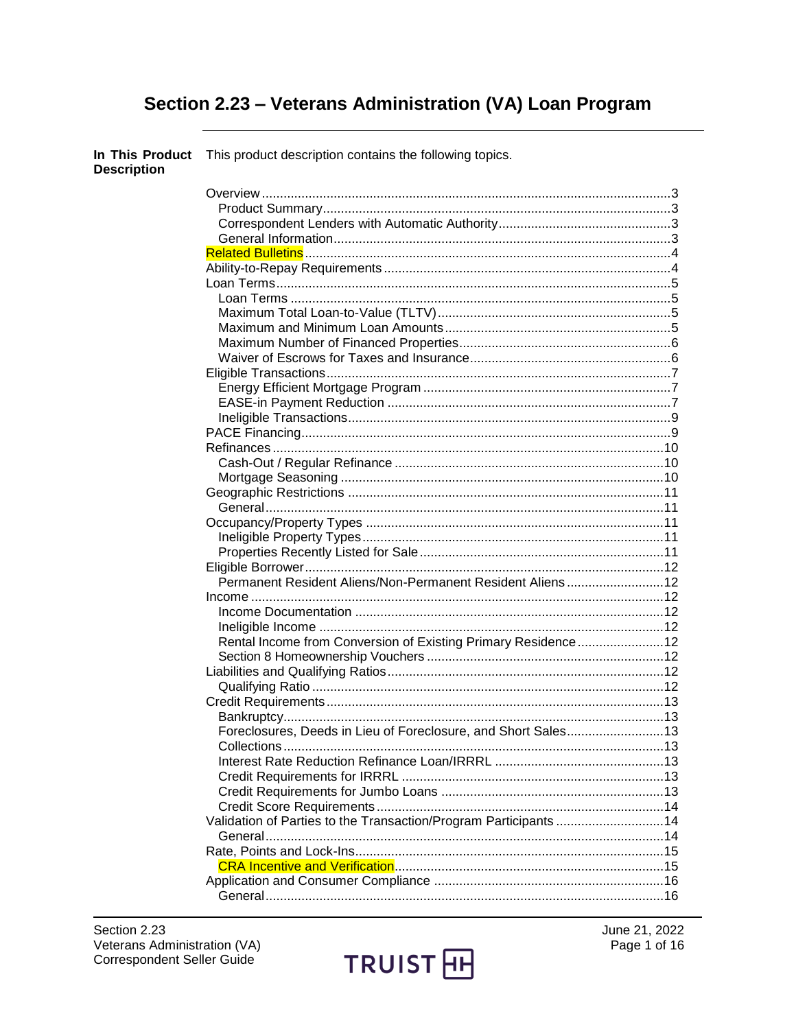# Section 2.23 – Veterans Administration (VA) Loan Program

**In This Product Description**

This product description contains the following topics.

- Overview ... 3
  - Product Summary ... 3
  - Correspondent Lenders with Automatic Authority ... 3
  - General Information ... 3
- Related Bulletins ... 4
- Ability-to-Repay Requirements ... 4
- Loan Terms ... 5
  - Loan Terms ... 5
  - Maximum Total Loan-to-Value (TLTV) ... 5
  - Maximum and Minimum Loan Amounts ... 5
  - Maximum Number of Financed Properties ... 6
  - Waiver of Escrows for Taxes and Insurance ... 6
- Eligible Transactions ... 7
  - Energy Efficient Mortgage Program ... 7
  - EASE-in Payment Reduction ... 7
  - Ineligible Transactions ... 9
- PACE Financing ... 9
- Refinances ... 10
  - Cash-Out / Regular Refinance ... 10
  - Mortgage Seasoning ... 10
- Geographic Restrictions ... 11
  - General ... 11
- Occupancy/Property Types ... 11
  - Ineligible Property Types ... 11
  - Properties Recently Listed for Sale ... 11
- Eligible Borrower ... 12
  - Permanent Resident Aliens/Non-Permanent Resident Aliens ... 12
- Income ... 12
  - Income Documentation ... 12
  - Ineligible Income ... 12
  - Rental Income from Conversion of Existing Primary Residence ... 12
  - Section 8 Homeownership Vouchers ... 12
- Liabilities and Qualifying Ratios ... 12
  - Qualifying Ratio ... 12
- Credit Requirements ... 13
  - Bankruptcy ... 13
  - Foreclosures, Deeds in Lieu of Foreclosure, and Short Sales ... 13
  - Collections ... 13
  - Interest Rate Reduction Refinance Loan/IRRRL ... 13
  - Credit Requirements for IRRRL ... 13
  - Credit Requirements for Jumbo Loans ... 13
  - Credit Score Requirements ... 14
- Validation of Parties to the Transaction/Program Participants ... 14
  - General ... 14
- Rate, Points and Lock-Ins ... 15
  - CRA Incentive and Verification ... 15
- Application and Consumer Compliance ... 16
  - General ... 16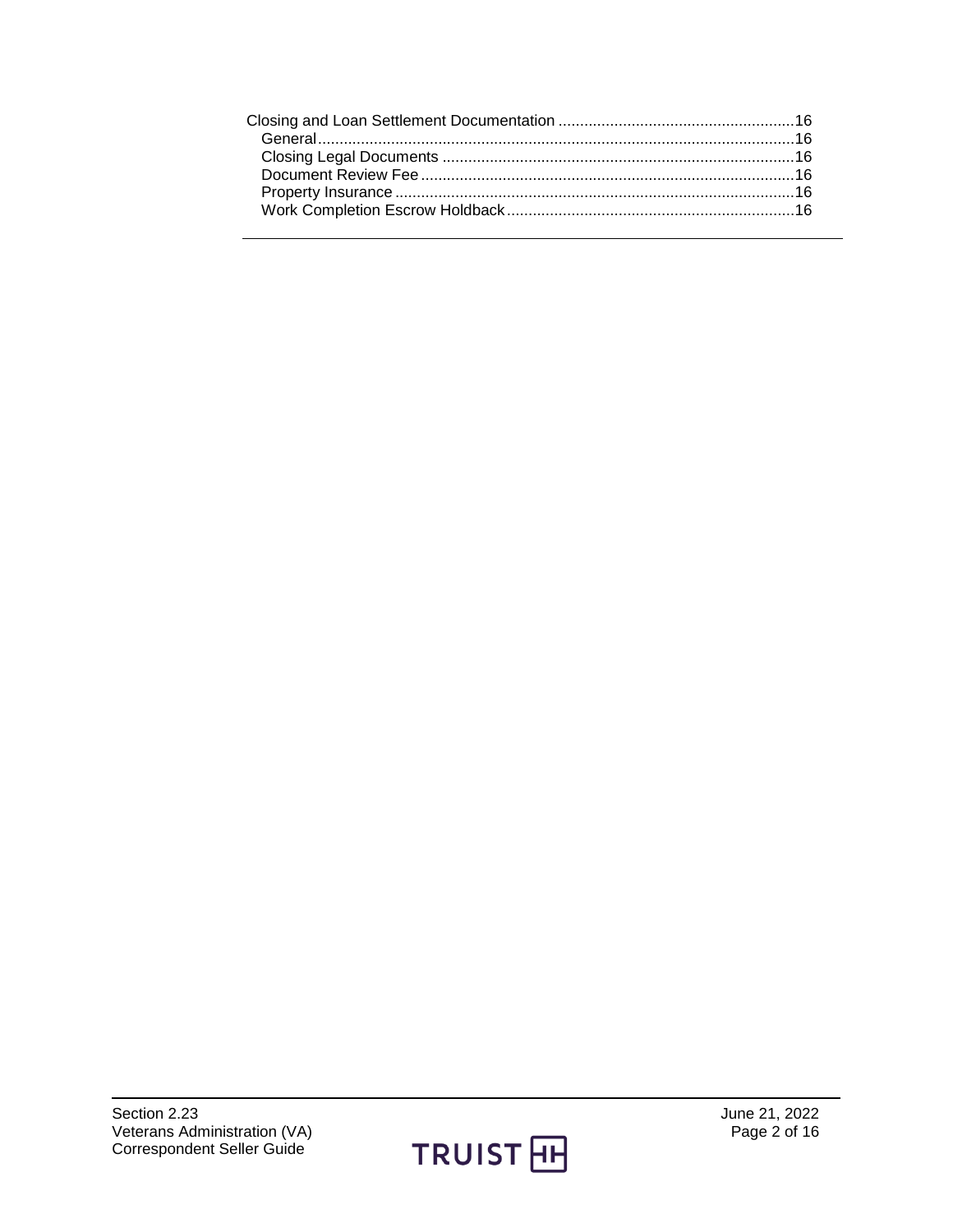Closing and Loan Settlement Documentation ....................................................... 16
- General .................................................................................................................. 16
- Closing Legal Documents ................................................................................... 16
- Document Review Fee ........................................................................................ 16
- Property Insurance .............................................................................................. 16
- Work Completion Escrow Holdback ................................................................... 16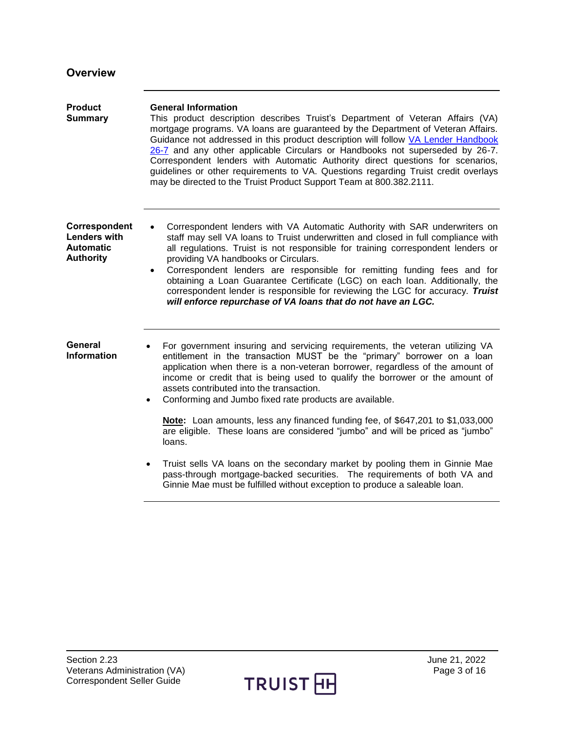## Overview

### Product Summary

**General Information**

This product description describes Truist's Department of Veteran Affairs (VA) mortgage programs. VA loans are guaranteed by the Department of Veteran Affairs. Guidance not addressed in this product description will follow [VA Lender Handbook 26-7](#) and any other applicable Circulars or Handbooks not superseded by 26-7. Correspondent lenders with Automatic Authority direct questions for scenarios, guidelines or other requirements to VA. Questions regarding Truist credit overlays may be directed to the Truist Product Support Team at 800.382.2111.

### Correspondent Lenders with Automatic Authority

- Correspondent lenders with VA Automatic Authority with SAR underwriters on staff may sell VA loans to Truist underwritten and closed in full compliance with all regulations. Truist is not responsible for training correspondent lenders or providing VA handbooks or Circulars.
- Correspondent lenders are responsible for remitting funding fees and for obtaining a Loan Guarantee Certificate (LGC) on each loan. Additionally, the correspondent lender is responsible for reviewing the LGC for accuracy. ***Truist will enforce repurchase of VA loans that do not have an LGC.***

### General Information

- For government insuring and servicing requirements, the veteran utilizing VA entitlement in the transaction MUST be the "primary" borrower on a loan application when there is a non-veteran borrower, regardless of the amount of income or credit that is being used to qualify the borrower or the amount of assets contributed into the transaction.
- Conforming and Jumbo fixed rate products are available.

  **Note:** Loan amounts, less any financed funding fee, of $647,201 to $1,033,000 are eligible. These loans are considered "jumbo" and will be priced as "jumbo" loans.

- Truist sells VA loans on the secondary market by pooling them in Ginnie Mae pass-through mortgage-backed securities. The requirements of both VA and Ginnie Mae must be fulfilled without exception to produce a saleable loan.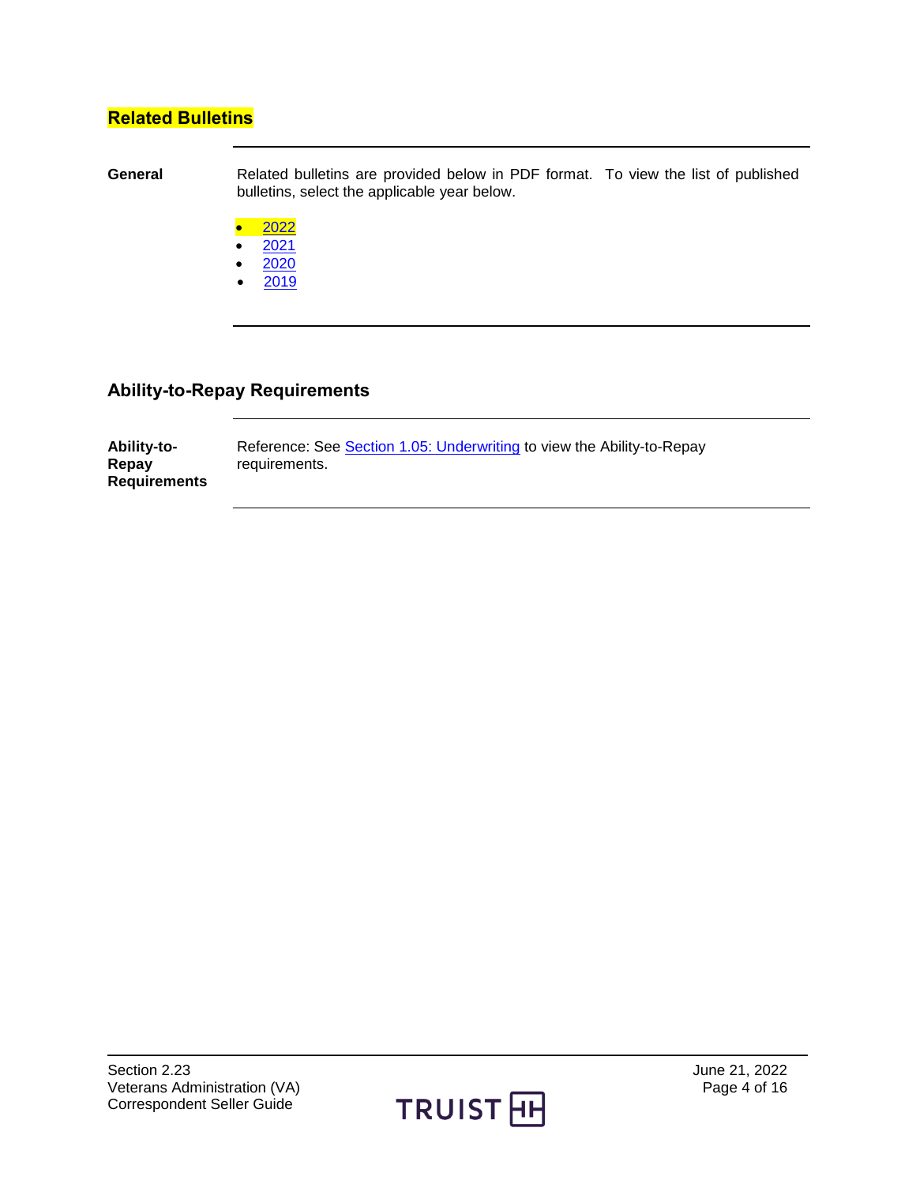## Related Bulletins

**General**

Related bulletins are provided below in PDF format. To view the list of published bulletins, select the applicable year below.

- 2022
- 2021
- 2020
- 2019

## Ability-to-Repay Requirements

**Ability-to-Repay Requirements**

Reference: See Section 1.05: Underwriting to view the Ability-to-Repay requirements.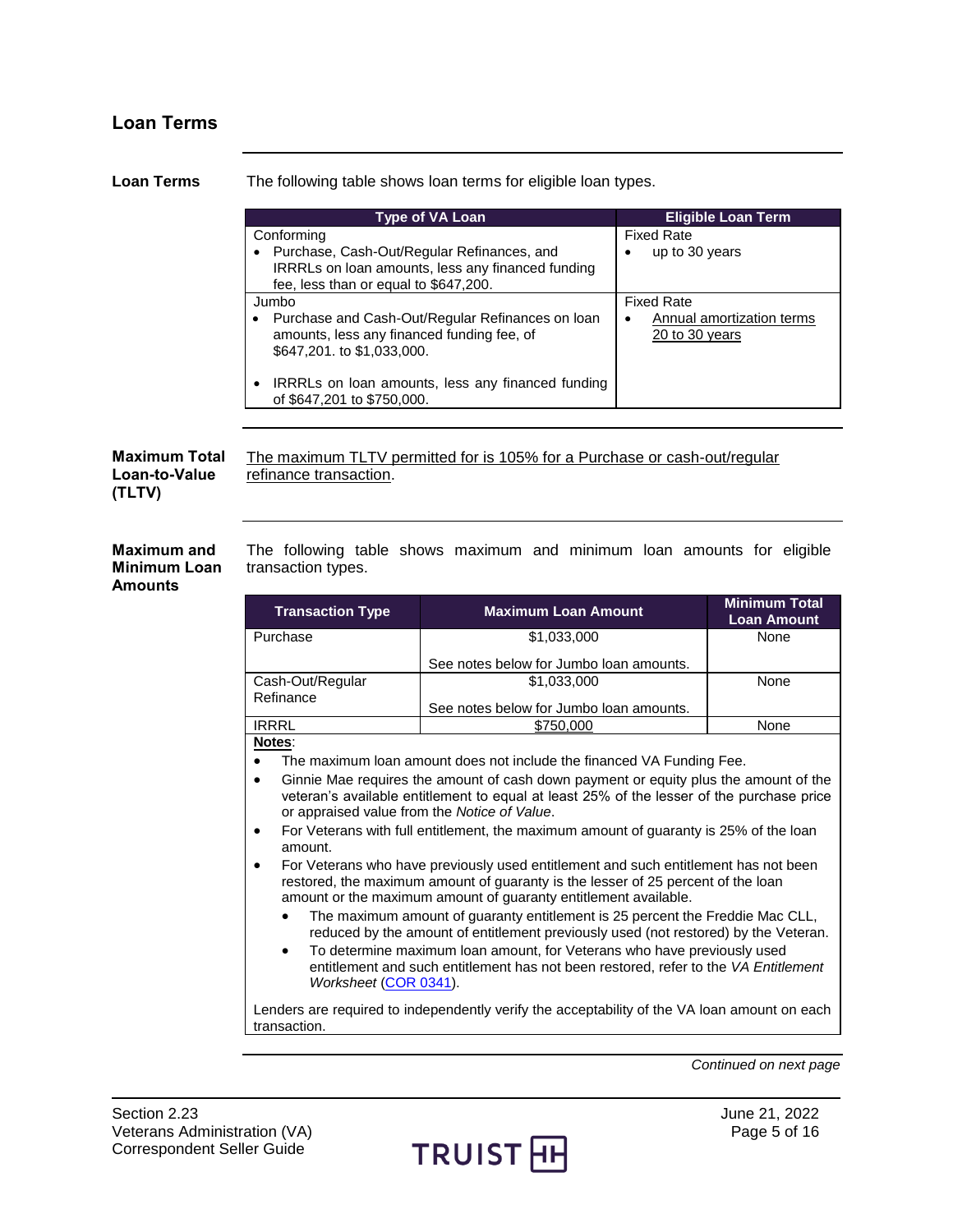## Loan Terms

**Loan Terms**

The following table shows loan terms for eligible loan types.

| Type of VA Loan | Eligible Loan Term |
|---|---|
| Conforming<br>• Purchase, Cash-Out/Regular Refinances, and IRRRLs on loan amounts, less any financed funding fee, less than or equal to $647,200. | Fixed Rate<br>• up to 30 years |
| Jumbo<br>• Purchase and Cash-Out/Regular Refinances on loan amounts, less any financed funding fee, of $647,201. to $1,033,000.<br>• IRRRLs on loan amounts, less any financed funding of $647,201 to $750,000. | Fixed Rate<br>• Annual amortization terms 20 to 30 years |

**Maximum Total Loan-to-Value (TLTV)**

The maximum TLTV permitted for is 105% for a Purchase or cash-out/regular refinance transaction.

**Maximum and Minimum Loan Amounts**

The following table shows maximum and minimum loan amounts for eligible transaction types.

| Transaction Type | Maximum Loan Amount | Minimum Total Loan Amount |
|---|---|---|
| Purchase | $1,033,000<br>See notes below for Jumbo loan amounts. | None |
| Cash-Out/Regular Refinance | $1,033,000<br>See notes below for Jumbo loan amounts. | None |
| IRRRL | $750,000 | None |

**Notes**:

- The maximum loan amount does not include the financed VA Funding Fee.
- Ginnie Mae requires the amount of cash down payment or equity plus the amount of the veteran's available entitlement to equal at least 25% of the lesser of the purchase price or appraised value from the *Notice of Value*.
- For Veterans with full entitlement, the maximum amount of guaranty is 25% of the loan amount.
- For Veterans who have previously used entitlement and such entitlement has not been restored, the maximum amount of guaranty is the lesser of 25 percent of the loan amount or the maximum amount of guaranty entitlement available.
  - The maximum amount of guaranty entitlement is 25 percent the Freddie Mac CLL, reduced by the amount of entitlement previously used (not restored) by the Veteran.
  - To determine maximum loan amount, for Veterans who have previously used entitlement and such entitlement has not been restored, refer to the *VA Entitlement Worksheet* (COR 0341).

Lenders are required to independently verify the acceptability of the VA loan amount on each transaction.

*Continued on next page*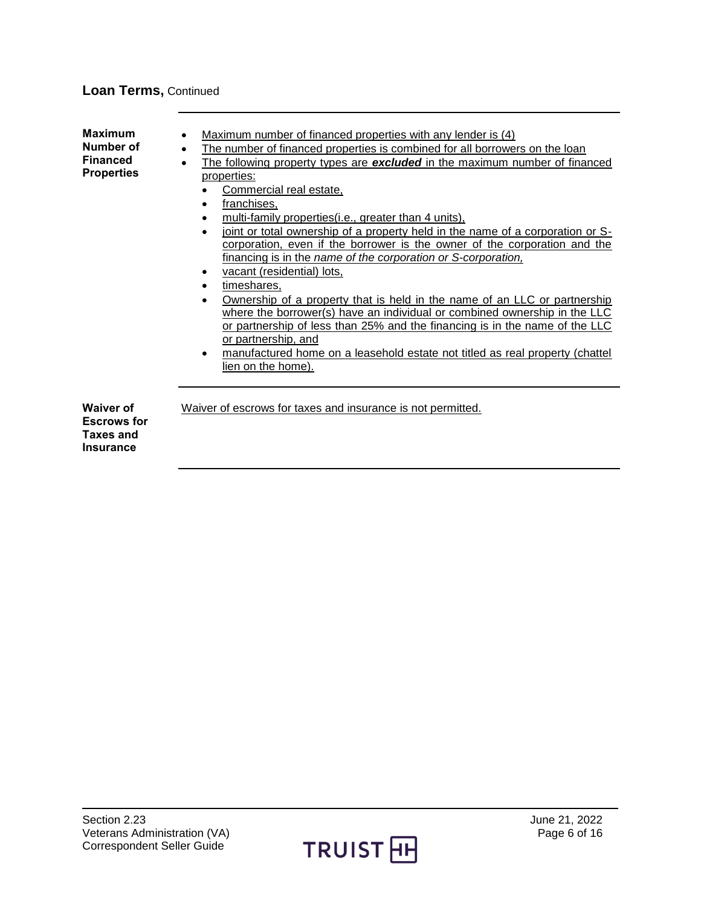## Loan Terms, Continued

**Maximum Number of Financed Properties**

- Maximum number of financed properties with any lender is (4)
- The number of financed properties is combined for all borrowers on the loan
- The following property types are ***excluded*** in the maximum number of financed properties:
  - Commercial real estate,
  - franchises,
  - multi-family properties(i.e., greater than 4 units),
  - joint or total ownership of a property held in the name of a corporation or S-corporation, even if the borrower is the owner of the corporation and the financing is in the *name of the corporation or S-corporation,*
  - vacant (residential) lots,
  - timeshares,
  - Ownership of a property that is held in the name of an LLC or partnership where the borrower(s) have an individual or combined ownership in the LLC or partnership of less than 25% and the financing is in the name of the LLC or partnership, and
  - manufactured home on a leasehold estate not titled as real property (chattel lien on the home).

**Waiver of Escrows for Taxes and Insurance**

Waiver of escrows for taxes and insurance is not permitted.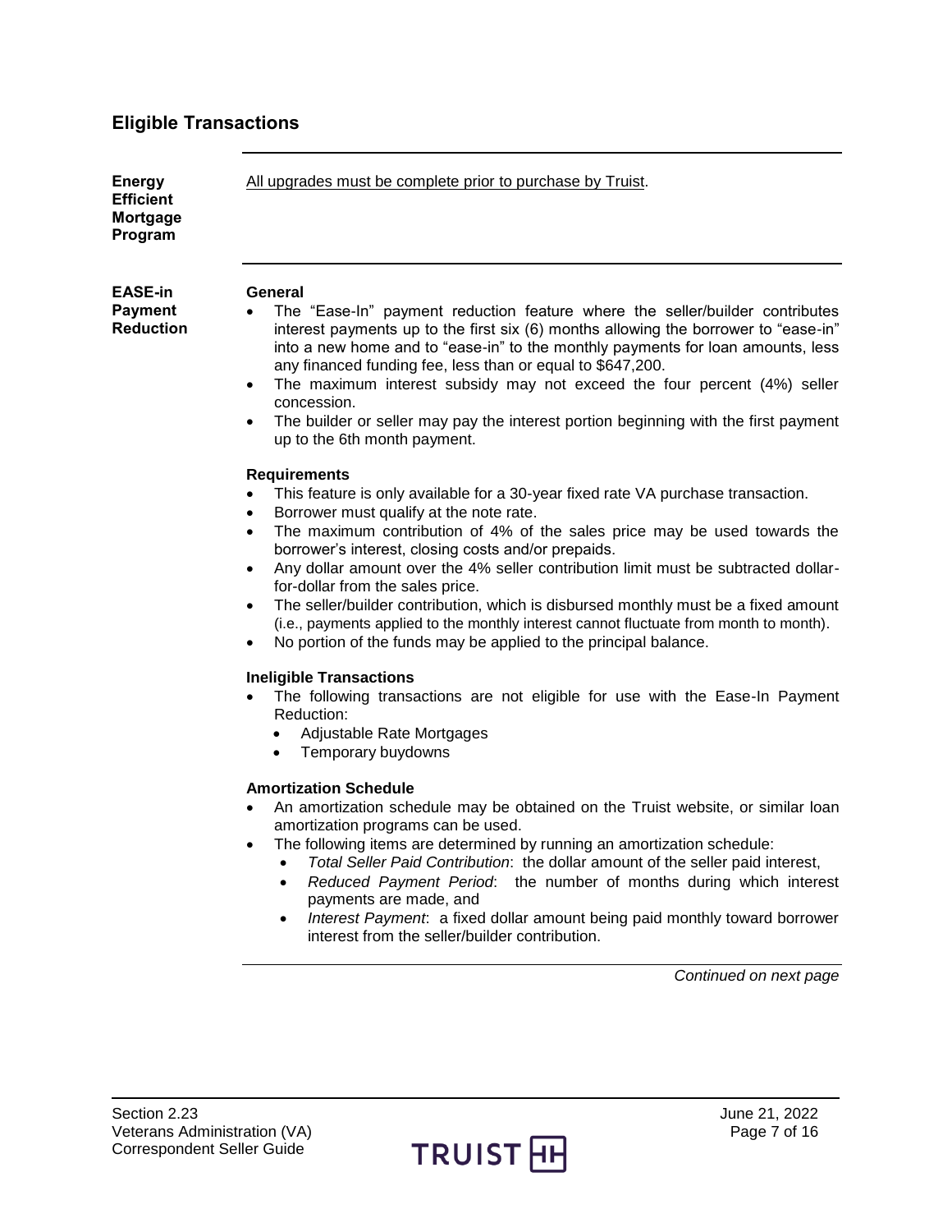## Eligible Transactions

### Energy Efficient Mortgage Program

All upgrades must be complete prior to purchase by Truist.

### EASE-in Payment Reduction

**General**

- The “Ease-In” payment reduction feature where the seller/builder contributes interest payments up to the first six (6) months allowing the borrower to “ease-in” into a new home and to “ease-in” to the monthly payments for loan amounts, less any financed funding fee, less than or equal to $647,200.
- The maximum interest subsidy may not exceed the four percent (4%) seller concession.
- The builder or seller may pay the interest portion beginning with the first payment up to the 6th month payment.

**Requirements**

- This feature is only available for a 30-year fixed rate VA purchase transaction.
- Borrower must qualify at the note rate.
- The maximum contribution of 4% of the sales price may be used towards the borrower’s interest, closing costs and/or prepaids.
- Any dollar amount over the 4% seller contribution limit must be subtracted dollar-for-dollar from the sales price.
- The seller/builder contribution, which is disbursed monthly must be a fixed amount (i.e., payments applied to the monthly interest cannot fluctuate from month to month).
- No portion of the funds may be applied to the principal balance.

**Ineligible Transactions**

- The following transactions are not eligible for use with the Ease-In Payment Reduction:
  - Adjustable Rate Mortgages
  - Temporary buydowns

**Amortization Schedule**

- An amortization schedule may be obtained on the Truist website, or similar loan amortization programs can be used.
- The following items are determined by running an amortization schedule:
  - *Total Seller Paid Contribution*: the dollar amount of the seller paid interest,
  - *Reduced Payment Period*: the number of months during which interest payments are made, and
  - *Interest Payment*: a fixed dollar amount being paid monthly toward borrower interest from the seller/builder contribution.

*Continued on next page*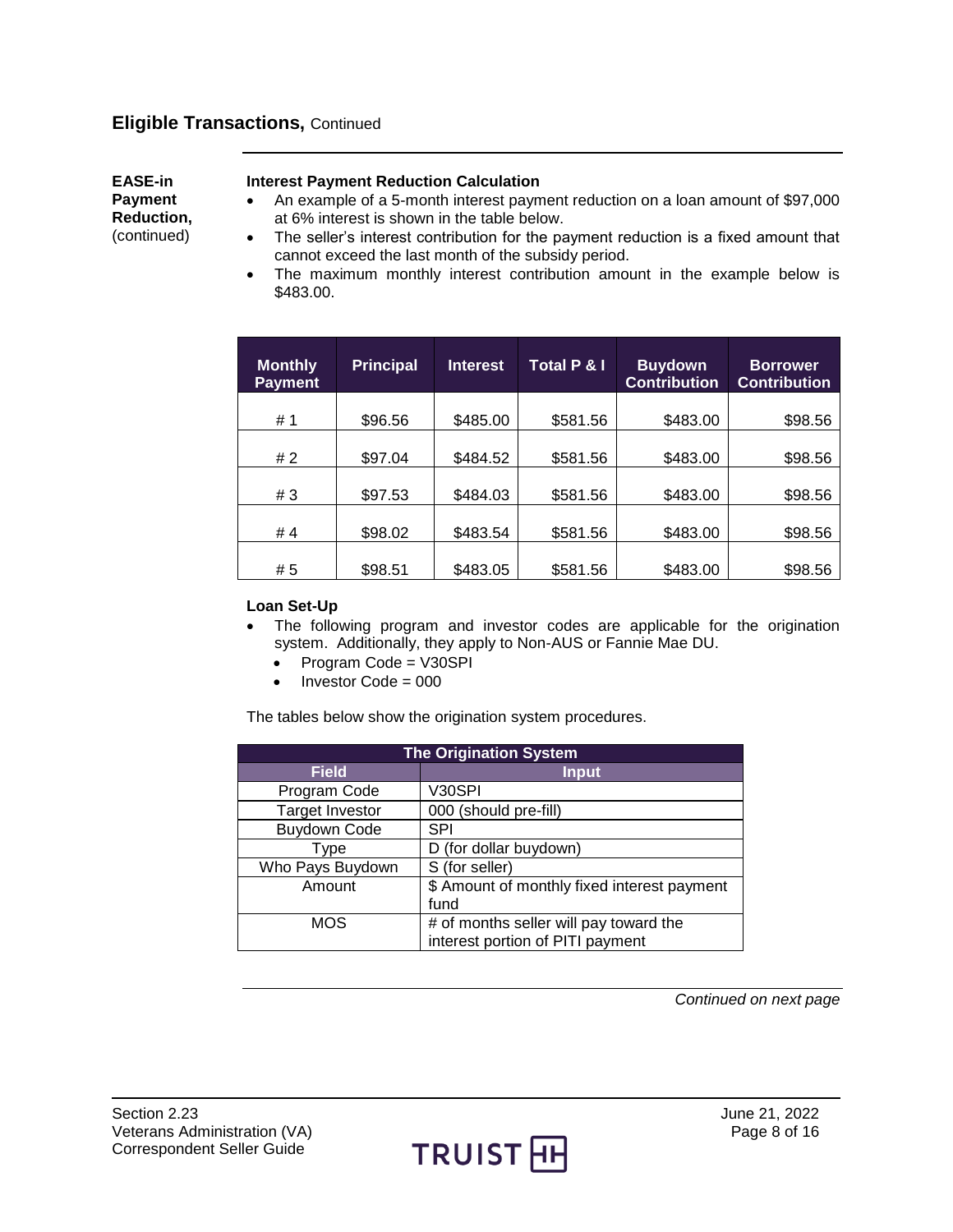## Eligible Transactions, Continued

**EASE-in Payment Reduction,** (continued)

**Interest Payment Reduction Calculation**

- An example of a 5-month interest payment reduction on a loan amount of $97,000 at 6% interest is shown in the table below.
- The seller's interest contribution for the payment reduction is a fixed amount that cannot exceed the last month of the subsidy period.
- The maximum monthly interest contribution amount in the example below is $483.00.

| Monthly Payment | Principal | Interest | Total P & I | Buydown Contribution | Borrower Contribution |
|---|---|---|---|---|---|
| # 1 | $96.56 | $485.00 | $581.56 | $483.00 | $98.56 |
| # 2 | $97.04 | $484.52 | $581.56 | $483.00 | $98.56 |
| # 3 | $97.53 | $484.03 | $581.56 | $483.00 | $98.56 |
| # 4 | $98.02 | $483.54 | $581.56 | $483.00 | $98.56 |
| # 5 | $98.51 | $483.05 | $581.56 | $483.00 | $98.56 |

**Loan Set-Up**

- The following program and investor codes are applicable for the origination system. Additionally, they apply to Non-AUS or Fannie Mae DU.
  - Program Code = V30SPI
  - Investor Code = 000

The tables below show the origination system procedures.

| The Origination System | |
|---|---|
| **Field** | **Input** |
| Program Code | V30SPI |
| Target Investor | 000 (should pre-fill) |
| Buydown Code | SPI |
| Type | D (for dollar buydown) |
| Who Pays Buydown | S (for seller) |
| Amount | $ Amount of monthly fixed interest payment fund |
| MOS | # of months seller will pay toward the interest portion of PITI payment |

*Continued on next page*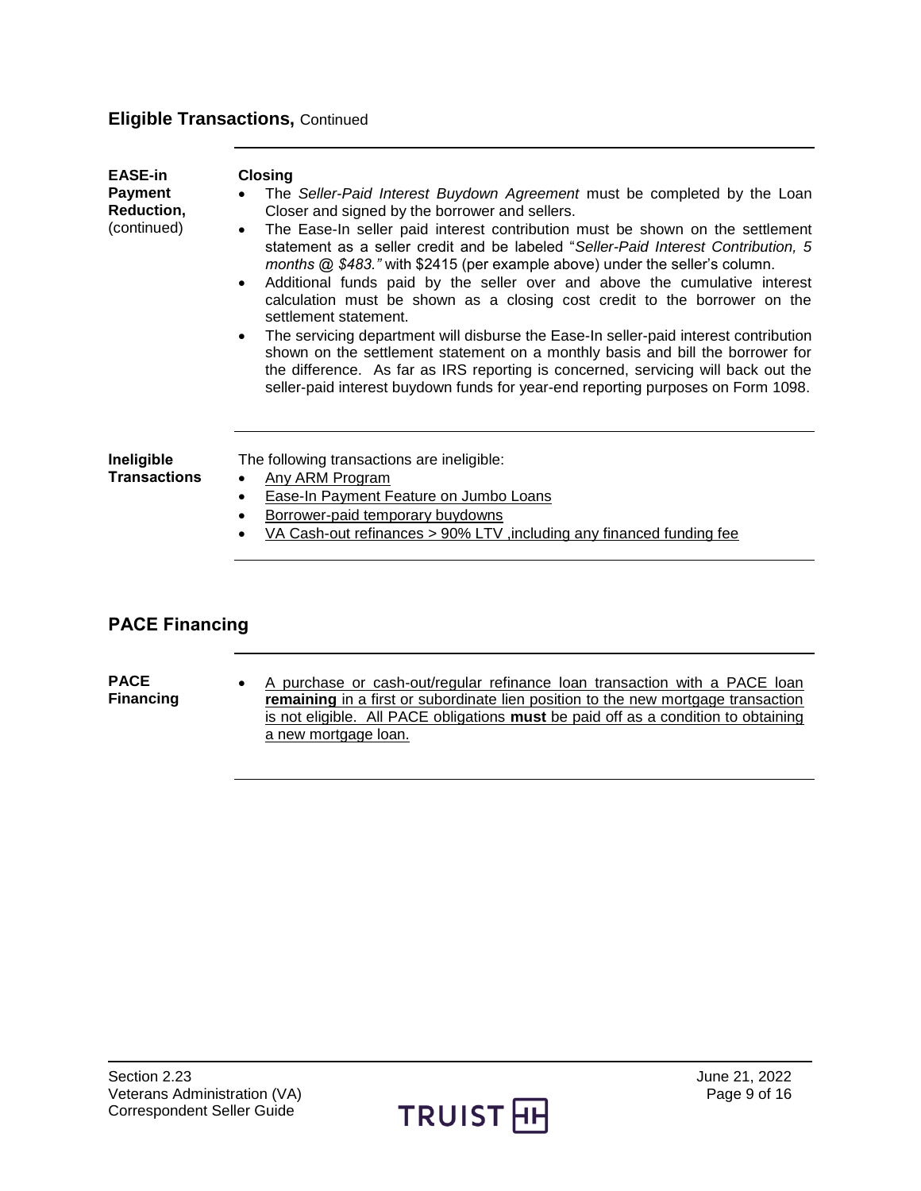## Eligible Transactions, Continued

**EASE-in Payment Reduction,** (continued)

**Closing**

- The *Seller-Paid Interest Buydown Agreement* must be completed by the Loan Closer and signed by the borrower and sellers.
- The Ease-In seller paid interest contribution must be shown on the settlement statement as a seller credit and be labeled "*Seller-Paid Interest Contribution, 5 months @ $483."* with $2415 (per example above) under the seller's column.
- Additional funds paid by the seller over and above the cumulative interest calculation must be shown as a closing cost credit to the borrower on the settlement statement.
- The servicing department will disburse the Ease-In seller-paid interest contribution shown on the settlement statement on a monthly basis and bill the borrower for the difference. As far as IRS reporting is concerned, servicing will back out the seller-paid interest buydown funds for year-end reporting purposes on Form 1098.

**Ineligible Transactions**

The following transactions are ineligible:

- Any ARM Program
- Ease-In Payment Feature on Jumbo Loans
- Borrower-paid temporary buydowns
- VA Cash-out refinances > 90% LTV ,including any financed funding fee

## PACE Financing

**PACE Financing**

- A purchase or cash-out/regular refinance loan transaction with a PACE loan **remaining** in a first or subordinate lien position to the new mortgage transaction is not eligible. All PACE obligations **must** be paid off as a condition to obtaining a new mortgage loan.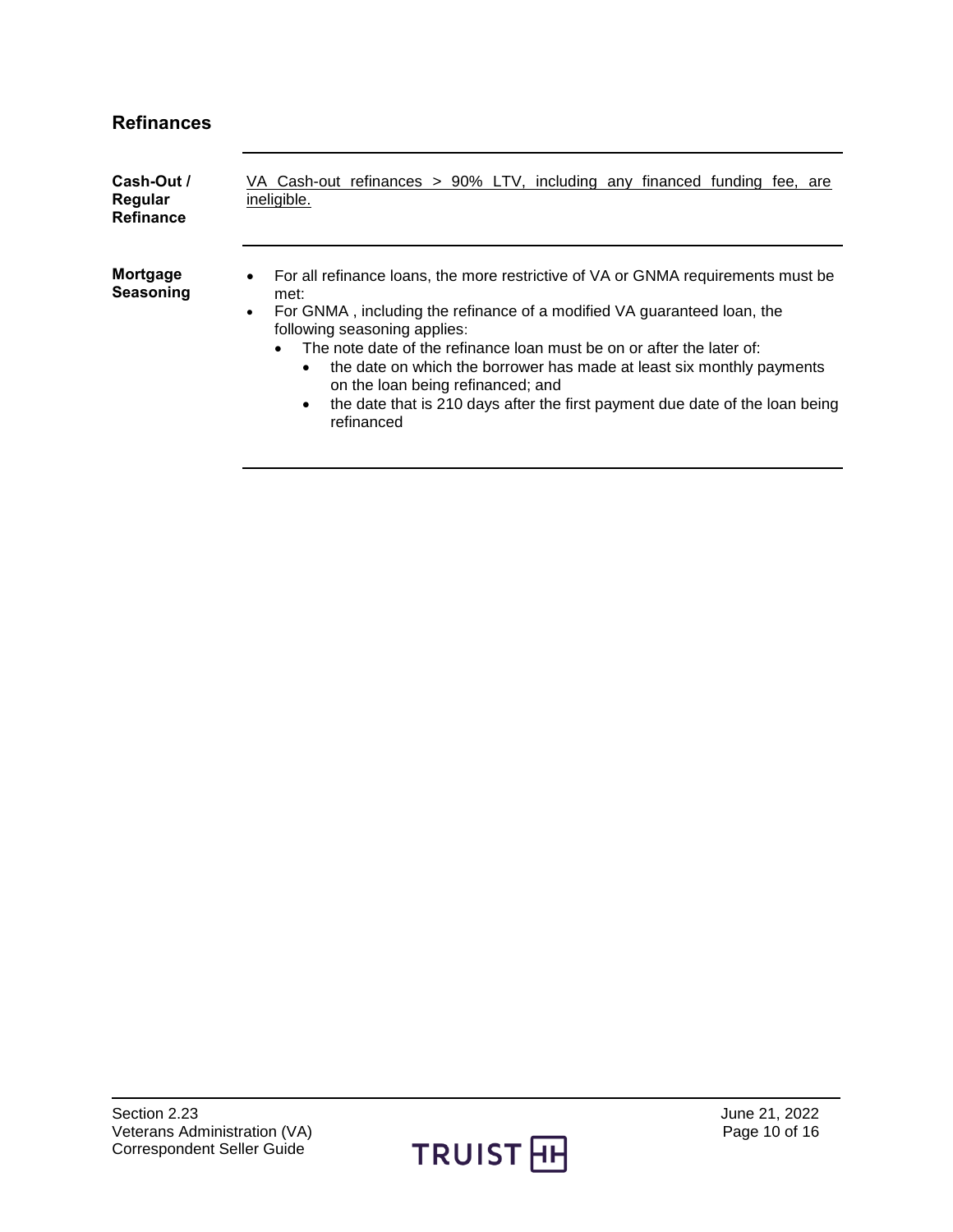## Refinances

**Cash-Out / Regular Refinance**

VA Cash-out refinances > 90% LTV, including any financed funding fee, are ineligible.

**Mortgage Seasoning**

- For all refinance loans, the more restrictive of VA or GNMA requirements must be met:
- For GNMA , including the refinance of a modified VA guaranteed loan, the following seasoning applies:
  - The note date of the refinance loan must be on or after the later of:
    - the date on which the borrower has made at least six monthly payments on the loan being refinanced; and
    - the date that is 210 days after the first payment due date of the loan being refinanced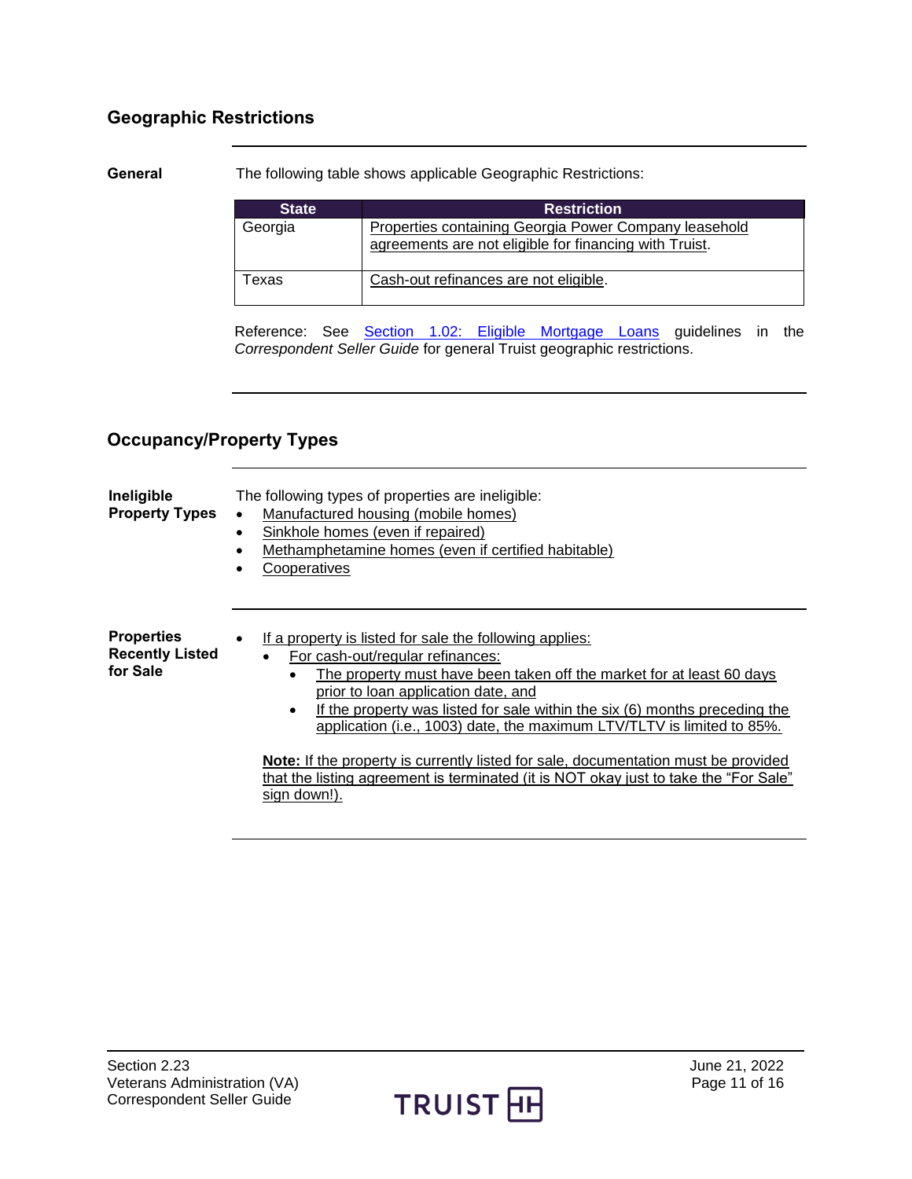## Geographic Restrictions

**General**

The following table shows applicable Geographic Restrictions:

| State | Restriction |
|---|---|
| Georgia | Properties containing Georgia Power Company leasehold agreements are not eligible for financing with Truist. |
| Texas | Cash-out refinances are not eligible. |

Reference: See Section 1.02: Eligible Mortgage Loans guidelines in the *Correspondent Seller Guide* for general Truist geographic restrictions.

## Occupancy/Property Types

**Ineligible Property Types**

The following types of properties are ineligible:

- Manufactured housing (mobile homes)
- Sinkhole homes (even if repaired)
- Methamphetamine homes (even if certified habitable)
- Cooperatives

**Properties Recently Listed for Sale**

- If a property is listed for sale the following applies:
  - For cash-out/regular refinances:
    - The property must have been taken off the market for at least 60 days prior to loan application date, and
    - If the property was listed for sale within the six (6) months preceding the application (i.e., 1003) date, the maximum LTV/TLTV is limited to 85%.

  **Note:** If the property is currently listed for sale, documentation must be provided that the listing agreement is terminated (it is NOT okay just to take the "For Sale" sign down!).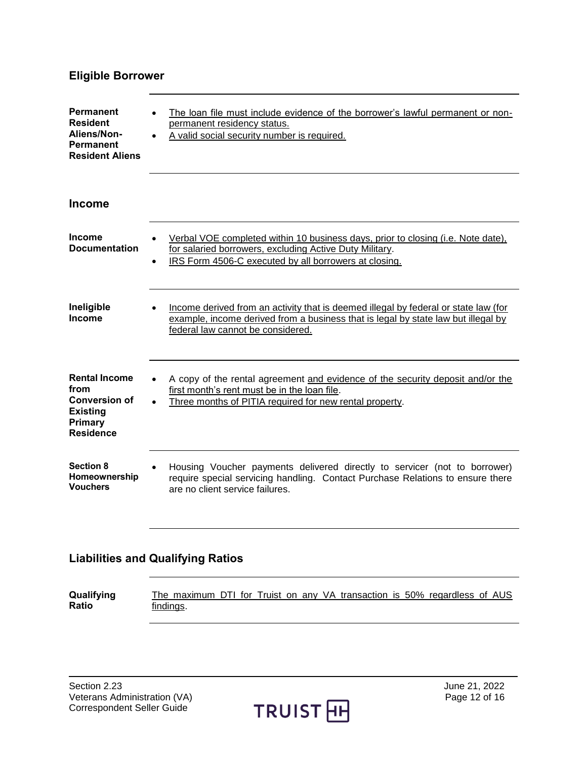## Eligible Borrower

| | |
|---|---|
| **Permanent Resident Aliens/Non-Permanent Resident Aliens** | • The loan file must include evidence of the borrower's lawful permanent or non-permanent residency status.<br>• A valid social security number is required. |

## Income

| | |
|---|---|
| **Income Documentation** | • Verbal VOE completed within 10 business days, prior to closing (i.e. Note date), for salaried borrowers, excluding Active Duty Military.<br>• IRS Form 4506-C executed by all borrowers at closing. |
| **Ineligible Income** | • Income derived from an activity that is deemed illegal by federal or state law (for example, income derived from a business that is legal by state law but illegal by federal law cannot be considered. |
| **Rental Income from Conversion of Existing Primary Residence** | • A copy of the rental agreement and evidence of the security deposit and/or the first month's rent must be in the loan file.<br>• Three months of PITIA required for new rental property. |
| **Section 8 Homeownership Vouchers** | • Housing Voucher payments delivered directly to servicer (not to borrower) require special servicing handling. Contact Purchase Relations to ensure there are no client service failures. |

## Liabilities and Qualifying Ratios

| | |
|---|---|
| **Qualifying Ratio** | The maximum DTI for Truist on any VA transaction is 50% regardless of AUS findings. |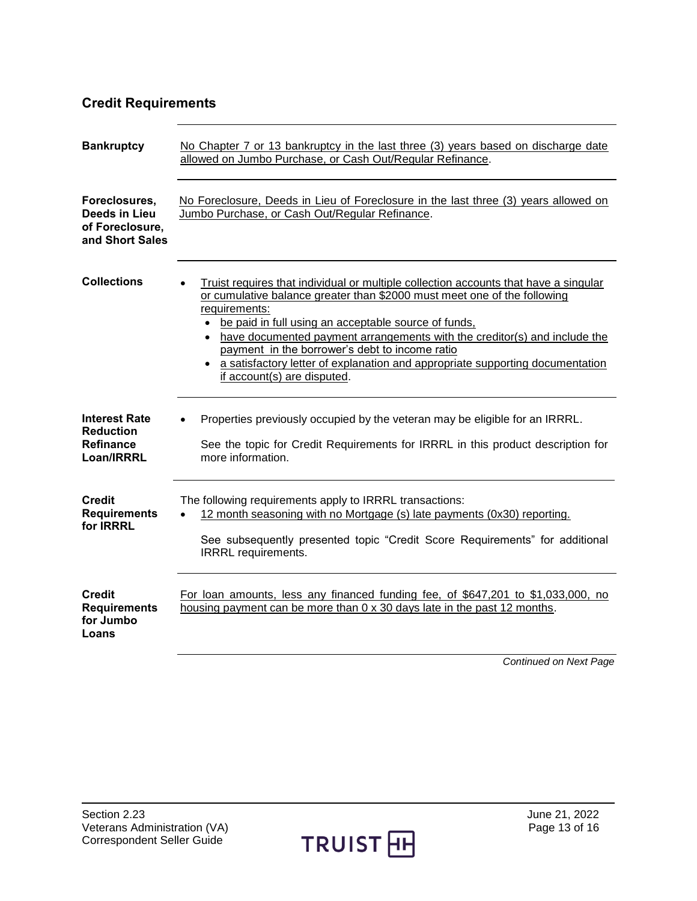## Credit Requirements

**Bankruptcy**

No Chapter 7 or 13 bankruptcy in the last three (3) years based on discharge date allowed on Jumbo Purchase, or Cash Out/Regular Refinance.

**Foreclosures, Deeds in Lieu of Foreclosure, and Short Sales**

No Foreclosure, Deeds in Lieu of Foreclosure in the last three (3) years allowed on Jumbo Purchase, or Cash Out/Regular Refinance.

**Collections**

- Truist requires that individual or multiple collection accounts that have a singular or cumulative balance greater than $2000 must meet one of the following requirements:
  - be paid in full using an acceptable source of funds,
  - have documented payment arrangements with the creditor(s) and include the payment in the borrower's debt to income ratio
  - a satisfactory letter of explanation and appropriate supporting documentation if account(s) are disputed.

**Interest Rate Reduction Refinance Loan/IRRRL**

- Properties previously occupied by the veteran may be eligible for an IRRRL.

  See the topic for Credit Requirements for IRRRL in this product description for more information.

**Credit Requirements for IRRRL**

The following requirements apply to IRRRL transactions:

- 12 month seasoning with no Mortgage (s) late payments (0x30) reporting.

  See subsequently presented topic "Credit Score Requirements" for additional IRRRL requirements.

**Credit Requirements for Jumbo Loans**

For loan amounts, less any financed funding fee, of $647,201 to $1,033,000, no housing payment can be more than 0 x 30 days late in the past 12 months.

*Continued on Next Page*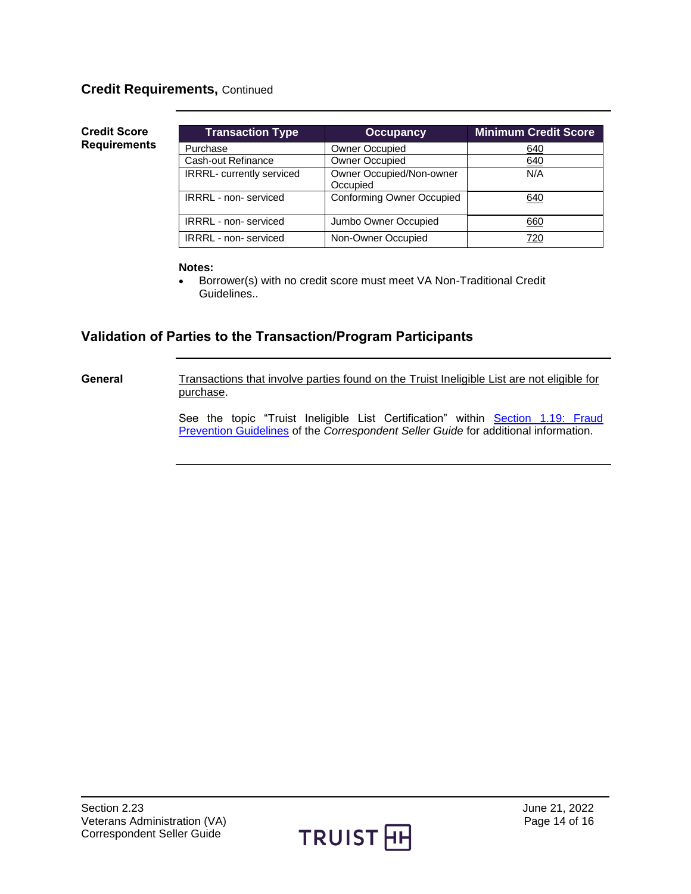## Credit Requirements, Continued

**Credit Score Requirements**

| Transaction Type | Occupancy | Minimum Credit Score |
|---|---|---|
| Purchase | Owner Occupied | 640 |
| Cash-out Refinance | Owner Occupied | 640 |
| IRRRL- currently serviced | Owner Occupied/Non-owner Occupied | N/A |
| IRRRL - non- serviced | Conforming Owner Occupied | 640 |
| IRRRL - non- serviced | Jumbo Owner Occupied | 660 |
| IRRRL - non- serviced | Non-Owner Occupied | 720 |

**Notes:**

- Borrower(s) with no credit score must meet VA Non-Traditional Credit Guidelines..

## Validation of Parties to the Transaction/Program Participants

**General**

Transactions that involve parties found on the Truist Ineligible List are not eligible for purchase.

See the topic "Truist Ineligible List Certification" within Section 1.19: Fraud Prevention Guidelines of the *Correspondent Seller Guide* for additional information.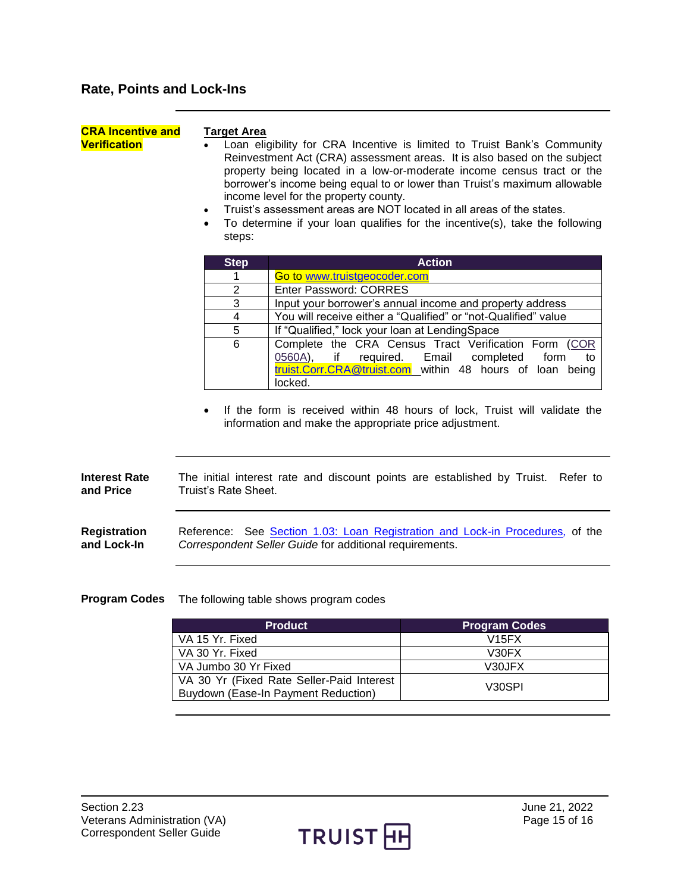## Rate, Points and Lock-Ins

**CRA Incentive and Verification**

**Target Area**

- Loan eligibility for CRA Incentive is limited to Truist Bank's Community Reinvestment Act (CRA) assessment areas. It is also based on the subject property being located in a low-or-moderate income census tract or the borrower's income being equal to or lower than Truist's maximum allowable income level for the property county.
- Truist's assessment areas are NOT located in all areas of the states.
- To determine if your loan qualifies for the incentive(s), take the following steps:

| Step | Action |
|---|---|
| 1 | Go to www.truistgeocoder.com |
| 2 | Enter Password: CORRES |
| 3 | Input your borrower's annual income and property address |
| 4 | You will receive either a "Qualified" or "not-Qualified" value |
| 5 | If "Qualified," lock your loan at LendingSpace |
| 6 | Complete the CRA Census Tract Verification Form (COR 0560A), if required. Email completed form to truist.Corr.CRA@truist.com within 48 hours of loan being locked. |

- If the form is received within 48 hours of lock, Truist will validate the information and make the appropriate price adjustment.

**Interest Rate and Price**

The initial interest rate and discount points are established by Truist. Refer to Truist's Rate Sheet.

**Registration and Lock-In**

Reference: See Section 1.03: Loan Registration and Lock-in Procedures, of the *Correspondent Seller Guide* for additional requirements.

**Program Codes**

The following table shows program codes

| Product | Program Codes |
|---|---|
| VA 15 Yr. Fixed | V15FX |
| VA 30 Yr. Fixed | V30FX |
| VA Jumbo 30 Yr Fixed | V30JFX |
| VA 30 Yr (Fixed Rate Seller-Paid Interest Buydown (Ease-In Payment Reduction) | V30SPI |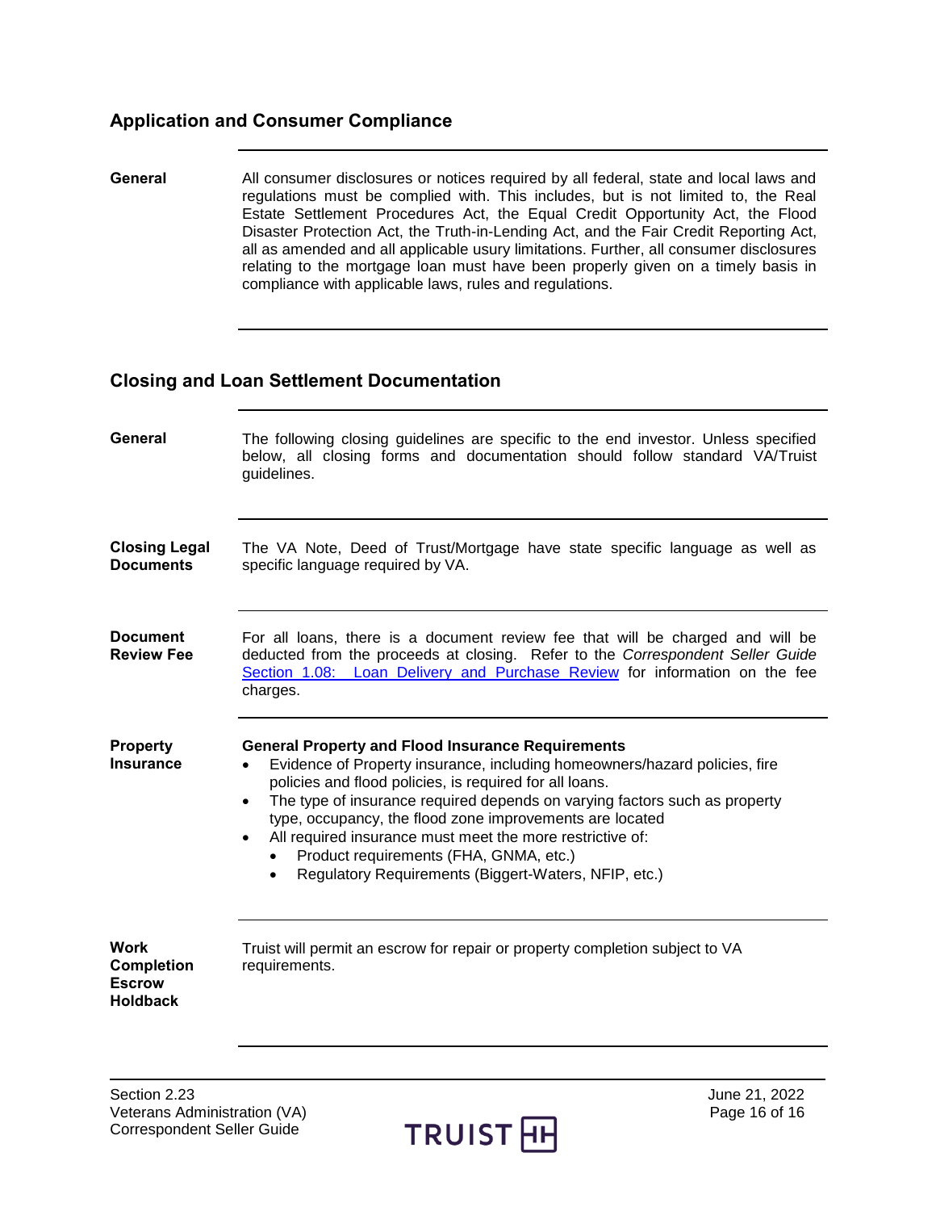## Application and Consumer Compliance

**General**

All consumer disclosures or notices required by all federal, state and local laws and regulations must be complied with. This includes, but is not limited to, the Real Estate Settlement Procedures Act, the Equal Credit Opportunity Act, the Flood Disaster Protection Act, the Truth-in-Lending Act, and the Fair Credit Reporting Act, all as amended and all applicable usury limitations. Further, all consumer disclosures relating to the mortgage loan must have been properly given on a timely basis in compliance with applicable laws, rules and regulations.

## Closing and Loan Settlement Documentation

**General**

The following closing guidelines are specific to the end investor. Unless specified below, all closing forms and documentation should follow standard VA/Truist guidelines.

**Closing Legal Documents**

The VA Note, Deed of Trust/Mortgage have state specific language as well as specific language required by VA.

**Document Review Fee**

For all loans, there is a document review fee that will be charged and will be deducted from the proceeds at closing. Refer to the *Correspondent Seller Guide* Section 1.08: Loan Delivery and Purchase Review for information on the fee charges.

**Property Insurance**

**General Property and Flood Insurance Requirements**

- Evidence of Property insurance, including homeowners/hazard policies, fire policies and flood policies, is required for all loans.
- The type of insurance required depends on varying factors such as property type, occupancy, the flood zone improvements are located
- All required insurance must meet the more restrictive of:
  - Product requirements (FHA, GNMA, etc.)
  - Regulatory Requirements (Biggert-Waters, NFIP, etc.)

**Work Completion Escrow Holdback**

Truist will permit an escrow for repair or property completion subject to VA requirements.